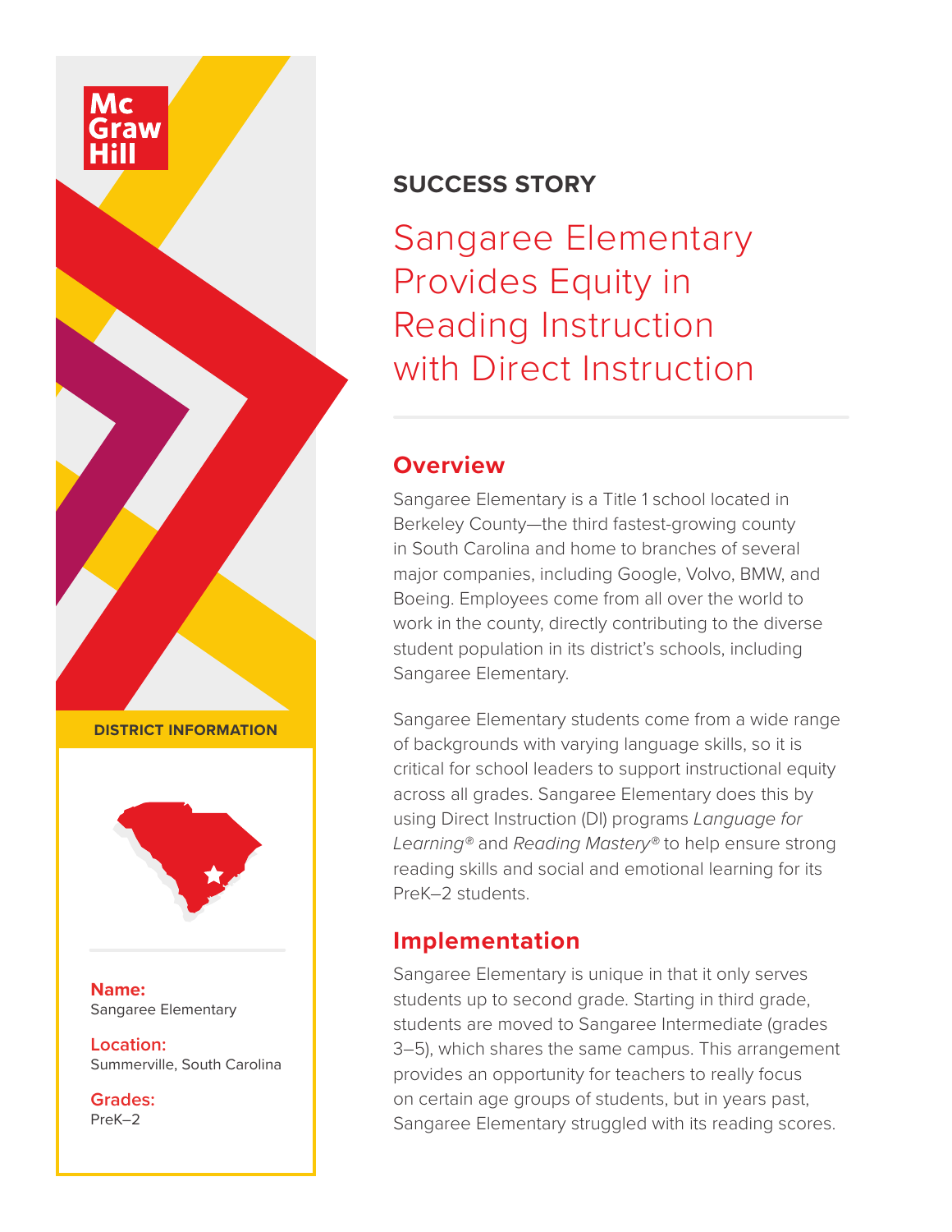McGraw Hill

**SUCCESS STORY**

# Sangaree Elementary Provides Equity in Reading Instruction with Direct Instruction

## Overview

Sangaree Elementary is a Title 1 school located in Berkeley County—the third fastest-growing county in South Carolina and home to branches of several major companies, including Google, Volvo, BMW, and Boeing. Employees come from all over the world to work in the county, directly contributing to the diverse student population in its district's schools, including Sangaree Elementary.

Sangaree Elementary students come from a wide range of backgrounds with varying language skills, so it is critical for school leaders to support instructional equity across all grades. Sangaree Elementary does this by using Direct Instruction (DI) programs *Language for Learning®* and *Reading Mastery®* to help ensure strong reading skills and social and emotional learning for its PreK–2 students.

## Implementation

Sangaree Elementary is unique in that it only serves students up to second grade. Starting in third grade, students are moved to Sangaree Intermediate (grades 3–5), which shares the same campus. This arrangement provides an opportunity for teachers to really focus on certain age groups of students, but in years past, Sangaree Elementary struggled with its reading scores.

**DISTRICT INFORMATION**

**Name:**
Sangaree Elementary

**Location:**
Summerville, South Carolina

**Grades:**
PreK–2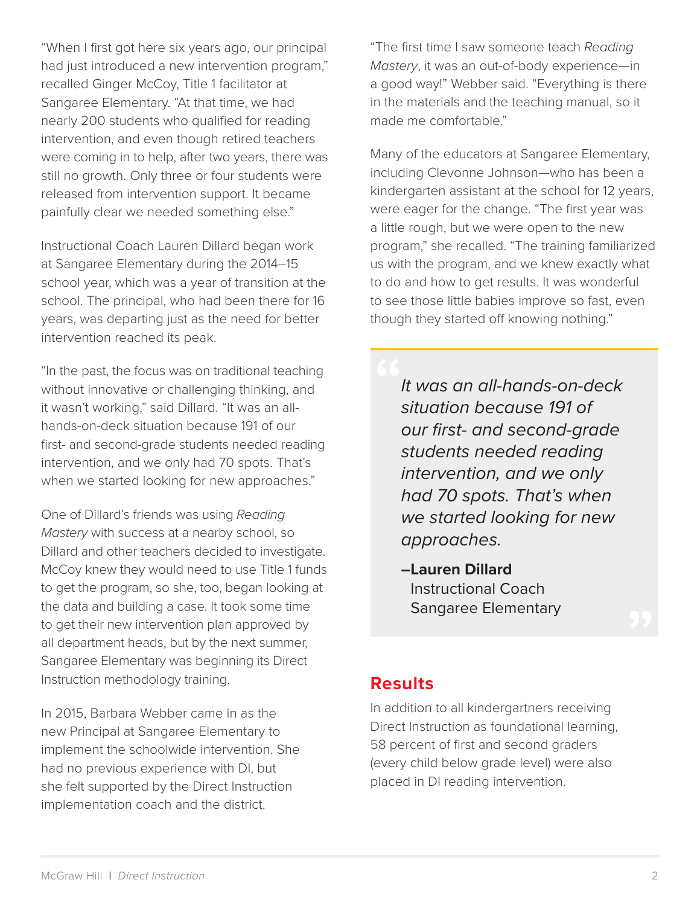"When I first got here six years ago, our principal had just introduced a new intervention program," recalled Ginger McCoy, Title 1 facilitator at Sangaree Elementary. "At that time, we had nearly 200 students who qualified for reading intervention, and even though retired teachers were coming in to help, after two years, there was still no growth. Only three or four students were released from intervention support. It became painfully clear we needed something else."

Instructional Coach Lauren Dillard began work at Sangaree Elementary during the 2014–15 school year, which was a year of transition at the school. The principal, who had been there for 16 years, was departing just as the need for better intervention reached its peak.

"In the past, the focus was on traditional teaching without innovative or challenging thinking, and it wasn't working," said Dillard. "It was an all-hands-on-deck situation because 191 of our first- and second-grade students needed reading intervention, and we only had 70 spots. That's when we started looking for new approaches."

One of Dillard's friends was using *Reading Mastery* with success at a nearby school, so Dillard and other teachers decided to investigate. McCoy knew they would need to use Title 1 funds to get the program, so she, too, began looking at the data and building a case. It took some time to get their new intervention plan approved by all department heads, but by the next summer, Sangaree Elementary was beginning its Direct Instruction methodology training.

In 2015, Barbara Webber came in as the new Principal at Sangaree Elementary to implement the schoolwide intervention. She had no previous experience with DI, but she felt supported by the Direct Instruction implementation coach and the district.

"The first time I saw someone teach *Reading Mastery*, it was an out-of-body experience—in a good way!" Webber said. "Everything is there in the materials and the teaching manual, so it made me comfortable."

Many of the educators at Sangaree Elementary, including Clevonne Johnson—who has been a kindergarten assistant at the school for 12 years, were eager for the change. "The first year was a little rough, but we were open to the new program," she recalled. "The training familiarized us with the program, and we knew exactly what to do and how to get results. It was wonderful to see those little babies improve so fast, even though they started off knowing nothing."

> *It was an all-hands-on-deck situation because 191 of our first- and second-grade students needed reading intervention, and we only had 70 spots. That's when we started looking for new approaches.*
>
> **–Lauren Dillard**
> Instructional Coach
> Sangaree Elementary

## Results

In addition to all kindergartners receiving Direct Instruction as foundational learning, 58 percent of first and second graders (every child below grade level) were also placed in DI reading intervention.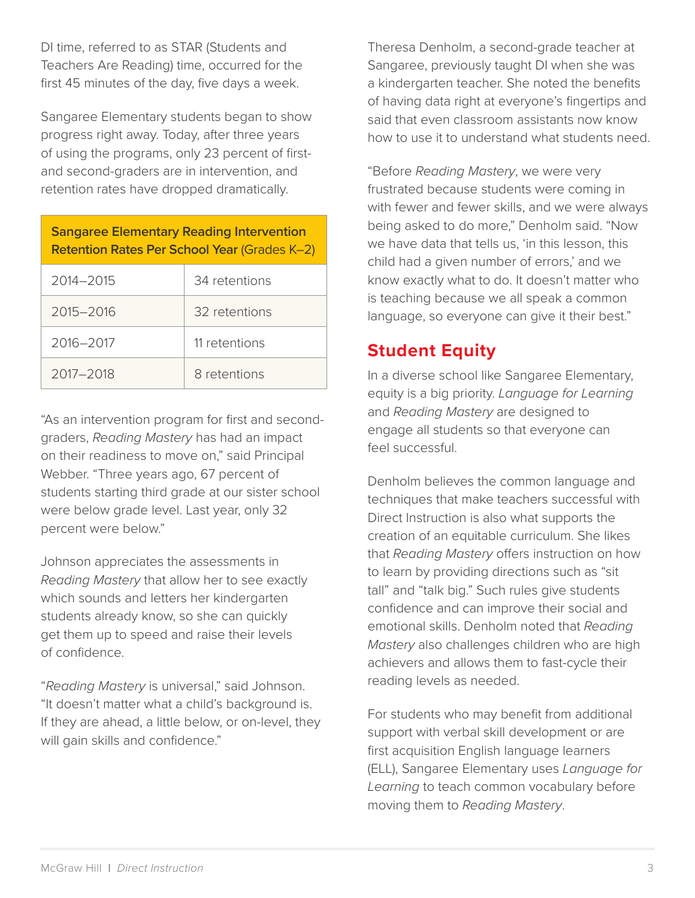DI time, referred to as STAR (Students and Teachers Are Reading) time, occurred for the first 45 minutes of the day, five days a week.

Sangaree Elementary students began to show progress right away. Today, after three years of using the programs, only 23 percent of first- and second-graders are in intervention, and retention rates have dropped dramatically.

| **Sangaree Elementary Reading Intervention Retention Rates Per School Year** (Grades K–2) | |
|---|---|
| 2014–2015 | 34 retentions |
| 2015–2016 | 32 retentions |
| 2016–2017 | 11 retentions |
| 2017–2018 | 8 retentions |

"As an intervention program for first and second-graders, *Reading Mastery* has had an impact on their readiness to move on," said Principal Webber. "Three years ago, 67 percent of students starting third grade at our sister school were below grade level. Last year, only 32 percent were below."

Johnson appreciates the assessments in *Reading Mastery* that allow her to see exactly which sounds and letters her kindergarten students already know, so she can quickly get them up to speed and raise their levels of confidence.

"*Reading Mastery* is universal," said Johnson. "It doesn't matter what a child's background is. If they are ahead, a little below, or on-level, they will gain skills and confidence."

Theresa Denholm, a second-grade teacher at Sangaree, previously taught DI when she was a kindergarten teacher. She noted the benefits of having data right at everyone's fingertips and said that even classroom assistants now know how to use it to understand what students need.

"Before *Reading Mastery*, we were very frustrated because students were coming in with fewer and fewer skills, and we were always being asked to do more," Denholm said. "Now we have data that tells us, 'in this lesson, this child had a given number of errors,' and we know exactly what to do. It doesn't matter who is teaching because we all speak a common language, so everyone can give it their best."

## Student Equity

In a diverse school like Sangaree Elementary, equity is a big priority. *Language for Learning* and *Reading Mastery* are designed to engage all students so that everyone can feel successful.

Denholm believes the common language and techniques that make teachers successful with Direct Instruction is also what supports the creation of an equitable curriculum. She likes that *Reading Mastery* offers instruction on how to learn by providing directions such as "sit tall" and "talk big." Such rules give students confidence and can improve their social and emotional skills. Denholm noted that *Reading Mastery* also challenges children who are high achievers and allows them to fast-cycle their reading levels as needed.

For students who may benefit from additional support with verbal skill development or are first acquisition English language learners (ELL), Sangaree Elementary uses *Language for Learning* to teach common vocabulary before moving them to *Reading Mastery*.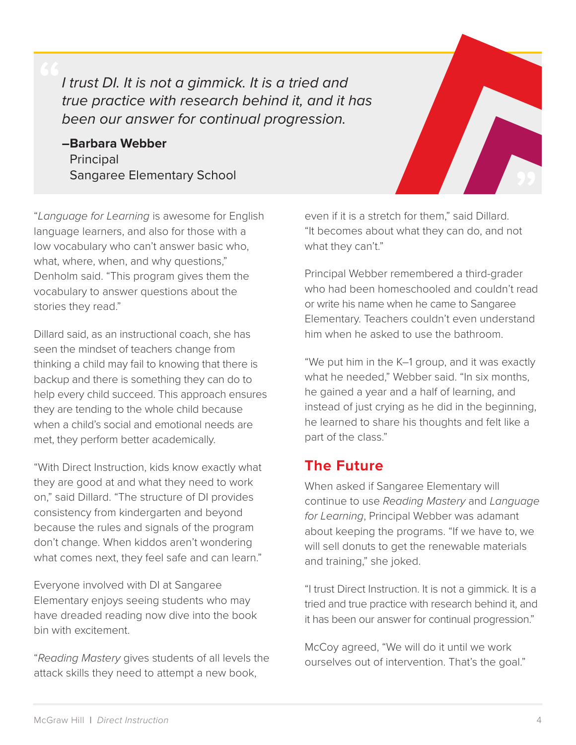> *I trust DI. It is not a gimmick. It is a tried and true practice with research behind it, and it has been our answer for continual progression.*
>
> **–Barbara Webber**
> Principal
> Sangaree Elementary School

"*Language for Learning* is awesome for English language learners, and also for those with a low vocabulary who can't answer basic who, what, where, when, and why questions," Denholm said. "This program gives them the vocabulary to answer questions about the stories they read."

Dillard said, as an instructional coach, she has seen the mindset of teachers change from thinking a child may fail to knowing that there is backup and there is something they can do to help every child succeed. This approach ensures they are tending to the whole child because when a child's social and emotional needs are met, they perform better academically.

"With Direct Instruction, kids know exactly what they are good at and what they need to work on," said Dillard. "The structure of DI provides consistency from kindergarten and beyond because the rules and signals of the program don't change. When kiddos aren't wondering what comes next, they feel safe and can learn."

Everyone involved with DI at Sangaree Elementary enjoys seeing students who may have dreaded reading now dive into the book bin with excitement.

"*Reading Mastery* gives students of all levels the attack skills they need to attempt a new book, even if it is a stretch for them," said Dillard. "It becomes about what they can do, and not what they can't."

Principal Webber remembered a third-grader who had been homeschooled and couldn't read or write his name when he came to Sangaree Elementary. Teachers couldn't even understand him when he asked to use the bathroom.

"We put him in the K–1 group, and it was exactly what he needed," Webber said. "In six months, he gained a year and a half of learning, and instead of just crying as he did in the beginning, he learned to share his thoughts and felt like a part of the class."

## The Future

When asked if Sangaree Elementary will continue to use *Reading Mastery* and *Language for Learning*, Principal Webber was adamant about keeping the programs. "If we have to, we will sell donuts to get the renewable materials and training," she joked.

"I trust Direct Instruction. It is not a gimmick. It is a tried and true practice with research behind it, and it has been our answer for continual progression."

McCoy agreed, "We will do it until we work ourselves out of intervention. That's the goal."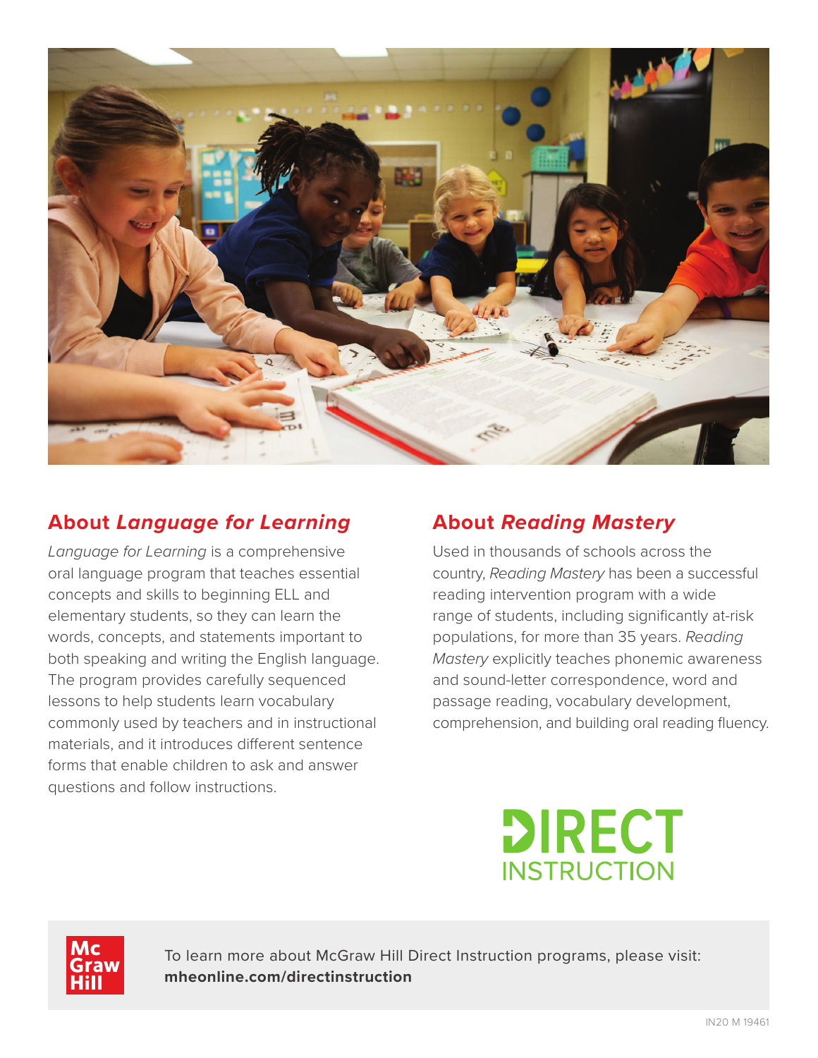## About *Language for Learning*

*Language for Learning* is a comprehensive oral language program that teaches essential concepts and skills to beginning ELL and elementary students, so they can learn the words, concepts, and statements important to both speaking and writing the English language. The program provides carefully sequenced lessons to help students learn vocabulary commonly used by teachers and in instructional materials, and it introduces different sentence forms that enable children to ask and answer questions and follow instructions.

## About *Reading Mastery*

Used in thousands of schools across the country, *Reading Mastery* has been a successful reading intervention program with a wide range of students, including significantly at-risk populations, for more than 35 years. *Reading Mastery* explicitly teaches phonemic awareness and sound-letter correspondence, word and passage reading, vocabulary development, comprehension, and building oral reading fluency.

DIRECT INSTRUCTION

Mc Graw Hill

To learn more about McGraw Hill Direct Instruction programs, please visit: **mheonline.com/directinstruction**

IN20 M 19461